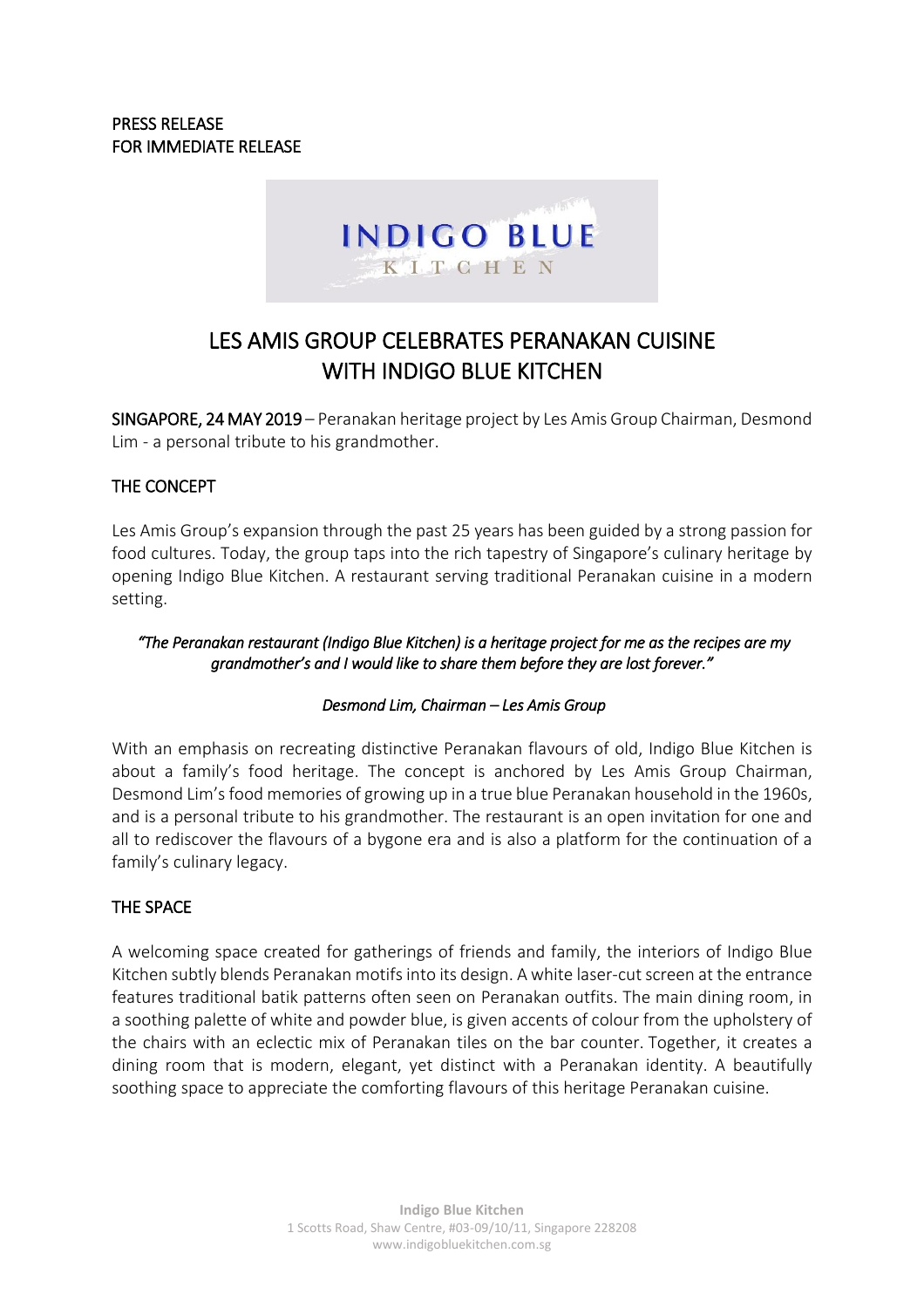PRESS RELEASE
FOR IMMEDIATE RELEASE

INDIGO BLUE
KITCHEN

# LES AMIS GROUP CELEBRATES PERANAKAN CUISINE WITH INDIGO BLUE KITCHEN

**SINGAPORE, 24 MAY 2019** – Peranakan heritage project by Les Amis Group Chairman, Desmond Lim - a personal tribute to his grandmother.

## THE CONCEPT

Les Amis Group's expansion through the past 25 years has been guided by a strong passion for food cultures. Today, the group taps into the rich tapestry of Singapore's culinary heritage by opening Indigo Blue Kitchen. A restaurant serving traditional Peranakan cuisine in a modern setting.

*"The Peranakan restaurant (Indigo Blue Kitchen) is a heritage project for me as the recipes are my grandmother's and I would like to share them before they are lost forever."*

*Desmond Lim, Chairman – Les Amis Group*

With an emphasis on recreating distinctive Peranakan flavours of old, Indigo Blue Kitchen is about a family's food heritage. The concept is anchored by Les Amis Group Chairman, Desmond Lim's food memories of growing up in a true blue Peranakan household in the 1960s, and is a personal tribute to his grandmother. The restaurant is an open invitation for one and all to rediscover the flavours of a bygone era and is also a platform for the continuation of a family's culinary legacy.

## THE SPACE

A welcoming space created for gatherings of friends and family, the interiors of Indigo Blue Kitchen subtly blends Peranakan motifs into its design. A white laser-cut screen at the entrance features traditional batik patterns often seen on Peranakan outfits. The main dining room, in a soothing palette of white and powder blue, is given accents of colour from the upholstery of the chairs with an eclectic mix of Peranakan tiles on the bar counter. Together, it creates a dining room that is modern, elegant, yet distinct with a Peranakan identity. A beautifully soothing space to appreciate the comforting flavours of this heritage Peranakan cuisine.

**Indigo Blue Kitchen**
1 Scotts Road, Shaw Centre, #03-09/10/11, Singapore 228208
www.indigobluekitchen.com.sg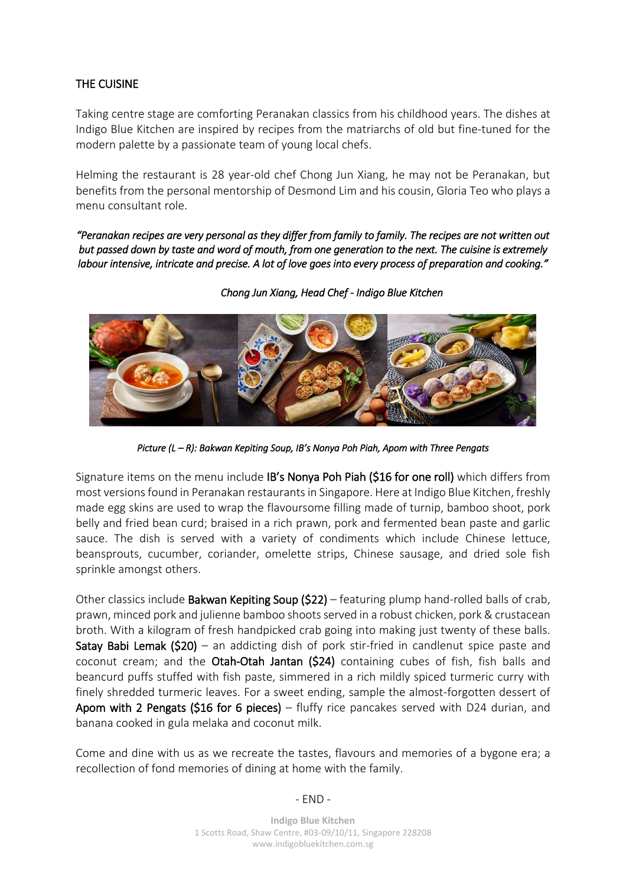## THE CUISINE

Taking centre stage are comforting Peranakan classics from his childhood years. The dishes at Indigo Blue Kitchen are inspired by recipes from the matriarchs of old but fine-tuned for the modern palette by a passionate team of young local chefs.

Helming the restaurant is 28 year-old chef Chong Jun Xiang, he may not be Peranakan, but benefits from the personal mentorship of Desmond Lim and his cousin, Gloria Teo who plays a menu consultant role.

*"Peranakan recipes are very personal as they differ from family to family. The recipes are not written out but passed down by taste and word of mouth, from one generation to the next. The cuisine is extremely labour intensive, intricate and precise. A lot of love goes into every process of preparation and cooking."*

*Chong Jun Xiang, Head Chef - Indigo Blue Kitchen*

*Picture (L – R): Bakwan Kepiting Soup, IB's Nonya Poh Piah, Apom with Three Pengats*

Signature items on the menu include **IB's Nonya Poh Piah ($16 for one roll)** which differs from most versions found in Peranakan restaurants in Singapore. Here at Indigo Blue Kitchen, freshly made egg skins are used to wrap the flavoursome filling made of turnip, bamboo shoot, pork belly and fried bean curd; braised in a rich prawn, pork and fermented bean paste and garlic sauce. The dish is served with a variety of condiments which include Chinese lettuce, beansprouts, cucumber, coriander, omelette strips, Chinese sausage, and dried sole fish sprinkle amongst others.

Other classics include **Bakwan Kepiting Soup ($22)** – featuring plump hand-rolled balls of crab, prawn, minced pork and julienne bamboo shoots served in a robust chicken, pork & crustacean broth. With a kilogram of fresh handpicked crab going into making just twenty of these balls. **Satay Babi Lemak ($20)** – an addicting dish of pork stir-fried in candlenut spice paste and coconut cream; and the **Otah-Otah Jantan ($24)** containing cubes of fish, fish balls and beancurd puffs stuffed with fish paste, simmered in a rich mildly spiced turmeric curry with finely shredded turmeric leaves. For a sweet ending, sample the almost-forgotten dessert of **Apom with 2 Pengats ($16 for 6 pieces)** – fluffy rice pancakes served with D24 durian, and banana cooked in gula melaka and coconut milk.

Come and dine with us as we recreate the tastes, flavours and memories of a bygone era; a recollection of fond memories of dining at home with the family.

- END -

**Indigo Blue Kitchen**
1 Scotts Road, Shaw Centre, #03-09/10/11, Singapore 228208
www.indigobluekitchen.com.sg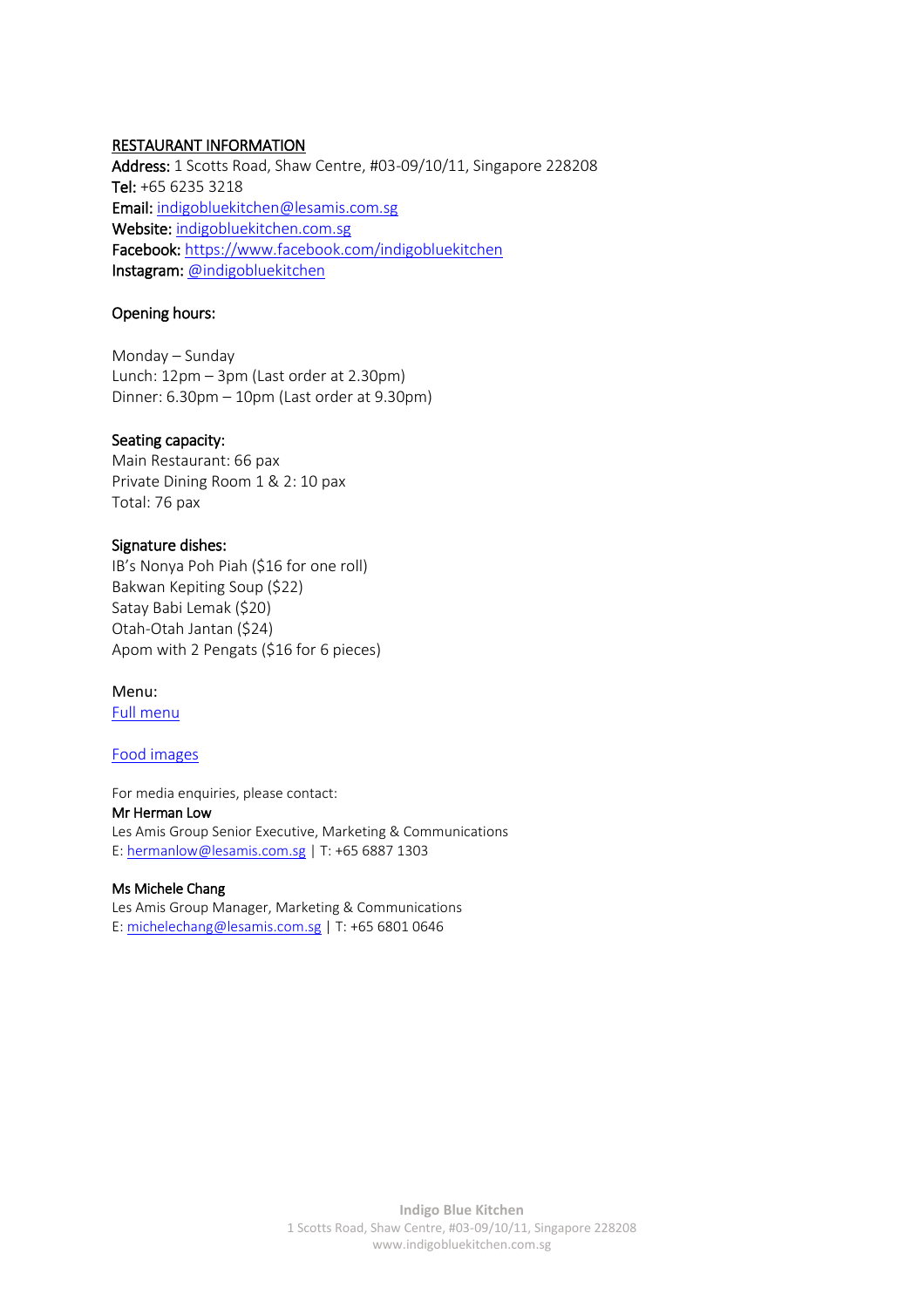## RESTAURANT INFORMATION

**Address:** 1 Scotts Road, Shaw Centre, #03-09/10/11, Singapore 228208
**Tel:** +65 6235 3218
**Email:** indigobluekitchen@lesamis.com.sg
**Website:** indigobluekitchen.com.sg
**Facebook:** https://www.facebook.com/indigobluekitchen
**Instagram:** @indigobluekitchen

### Opening hours:

Monday – Sunday
Lunch: 12pm – 3pm (Last order at 2.30pm)
Dinner: 6.30pm – 10pm (Last order at 9.30pm)

### Seating capacity:

Main Restaurant: 66 pax
Private Dining Room 1 & 2: 10 pax
Total: 76 pax

### Signature dishes:

IB's Nonya Poh Piah ($16 for one roll)
Bakwan Kepiting Soup ($22)
Satay Babi Lemak ($20)
Otah-Otah Jantan ($24)
Apom with 2 Pengats ($16 for 6 pieces)

### Menu:

Full menu

Food images

For media enquiries, please contact:

**Mr Herman Low**
Les Amis Group Senior Executive, Marketing & Communications
E: hermanlow@lesamis.com.sg | T: +65 6887 1303

**Ms Michele Chang**
Les Amis Group Manager, Marketing & Communications
E: michelechang@lesamis.com.sg | T: +65 6801 0646